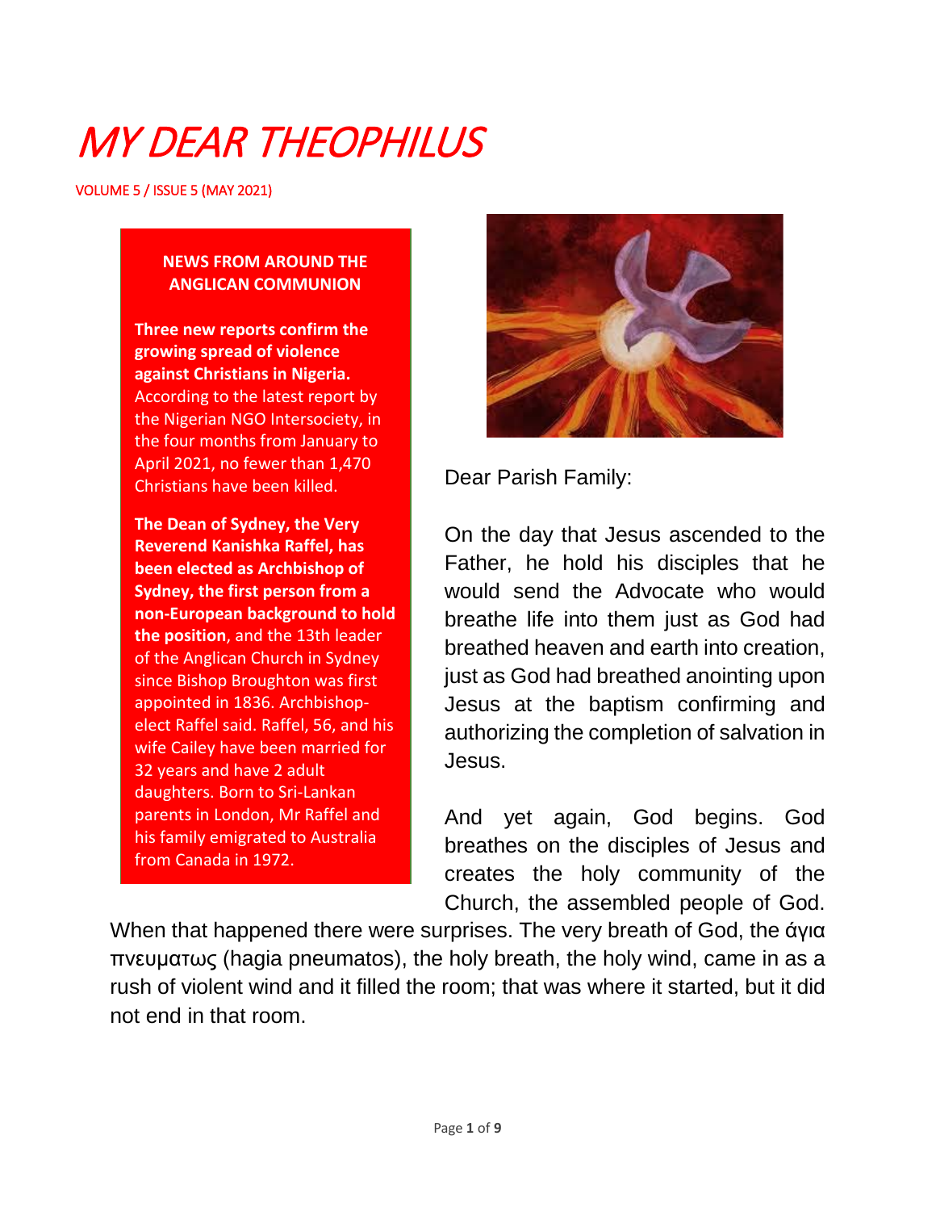# MY DEAR THEOPHILUS

VOLUME 5 / ISSUE 5 (MAY 2021)

**NEWS FROM AROUND THE ANGLICAN COMMUNION**

**Three new reports confirm the growing spread of violence against Christians in Nigeria.** According to the latest report by the Nigerian NGO Intersociety, in the four months from January to April 2021, no fewer than 1,470 Christians have been killed.

**The Dean of Sydney, the Very Reverend Kanishka Raffel, has been elected as Archbishop of Sydney, the first person from a non-European background to hold the position**, and the 13th leader of the Anglican Church in Sydney since Bishop Broughton was first appointed in 1836. Archbishop-elect Raffel said. Raffel, 56, and his wife Cailey have been married for 32 years and have 2 adult daughters. Born to Sri-Lankan parents in London, Mr Raffel and his family emigrated to Australia from Canada in 1972.

Dear Parish Family:

On the day that Jesus ascended to the Father, he hold his disciples that he would send the Advocate who would breathe life into them just as God had breathed heaven and earth into creation, just as God had breathed anointing upon Jesus at the baptism confirming and authorizing the completion of salvation in Jesus.

And yet again, God begins. God breathes on the disciples of Jesus and creates the holy community of the Church, the assembled people of God. When that happened there were surprises. The very breath of God, the άγια πνευματως (hagia pneumatos), the holy breath, the holy wind, came in as a rush of violent wind and it filled the room; that was where it started, but it did not end in that room.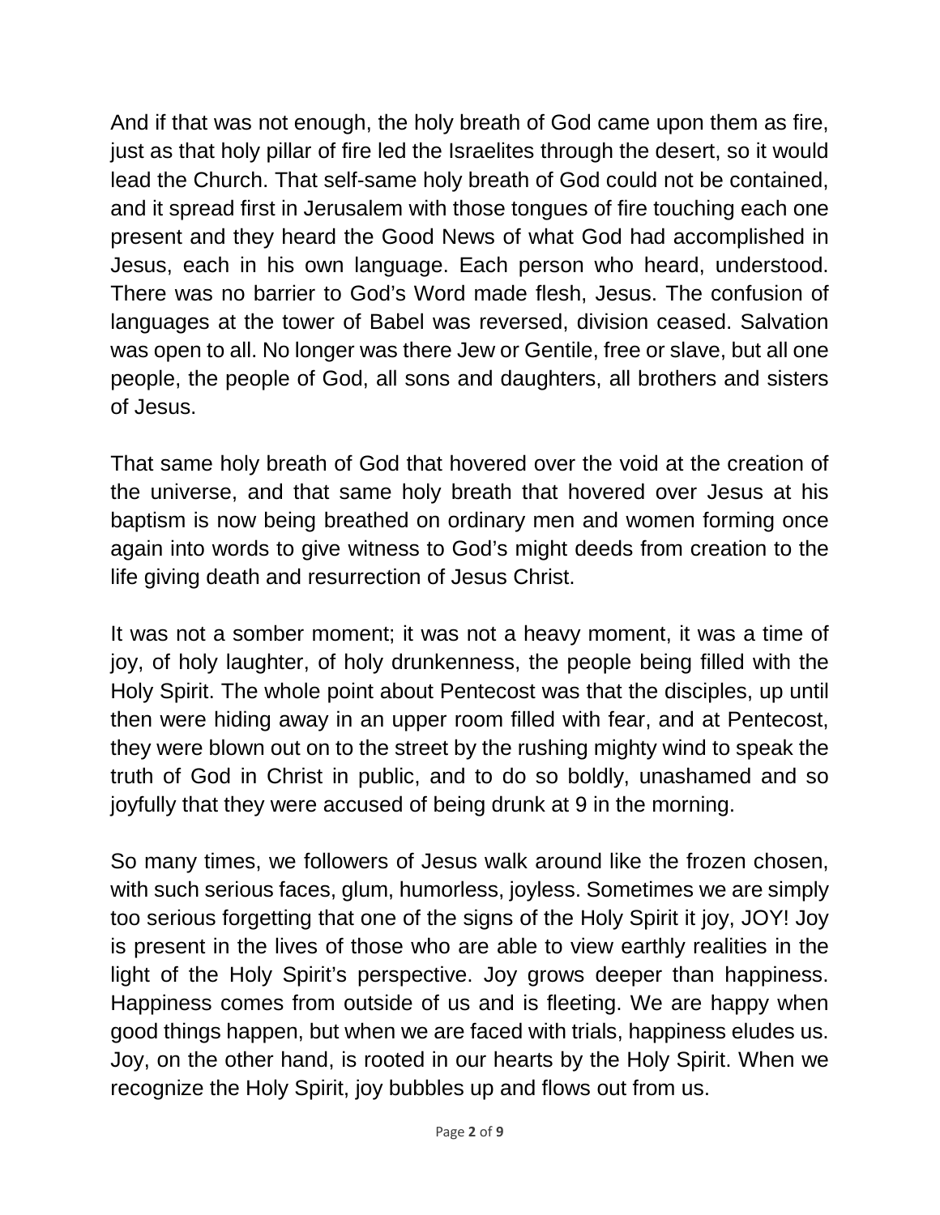And if that was not enough, the holy breath of God came upon them as fire, just as that holy pillar of fire led the Israelites through the desert, so it would lead the Church. That self-same holy breath of God could not be contained, and it spread first in Jerusalem with those tongues of fire touching each one present and they heard the Good News of what God had accomplished in Jesus, each in his own language. Each person who heard, understood. There was no barrier to God's Word made flesh, Jesus. The confusion of languages at the tower of Babel was reversed, division ceased. Salvation was open to all. No longer was there Jew or Gentile, free or slave, but all one people, the people of God, all sons and daughters, all brothers and sisters of Jesus.

That same holy breath of God that hovered over the void at the creation of the universe, and that same holy breath that hovered over Jesus at his baptism is now being breathed on ordinary men and women forming once again into words to give witness to God's might deeds from creation to the life giving death and resurrection of Jesus Christ.

It was not a somber moment; it was not a heavy moment, it was a time of joy, of holy laughter, of holy drunkenness, the people being filled with the Holy Spirit. The whole point about Pentecost was that the disciples, up until then were hiding away in an upper room filled with fear, and at Pentecost, they were blown out on to the street by the rushing mighty wind to speak the truth of God in Christ in public, and to do so boldly, unashamed and so joyfully that they were accused of being drunk at 9 in the morning.

So many times, we followers of Jesus walk around like the frozen chosen, with such serious faces, glum, humorless, joyless. Sometimes we are simply too serious forgetting that one of the signs of the Holy Spirit it joy, JOY! Joy is present in the lives of those who are able to view earthly realities in the light of the Holy Spirit's perspective. Joy grows deeper than happiness. Happiness comes from outside of us and is fleeting. We are happy when good things happen, but when we are faced with trials, happiness eludes us. Joy, on the other hand, is rooted in our hearts by the Holy Spirit. When we recognize the Holy Spirit, joy bubbles up and flows out from us.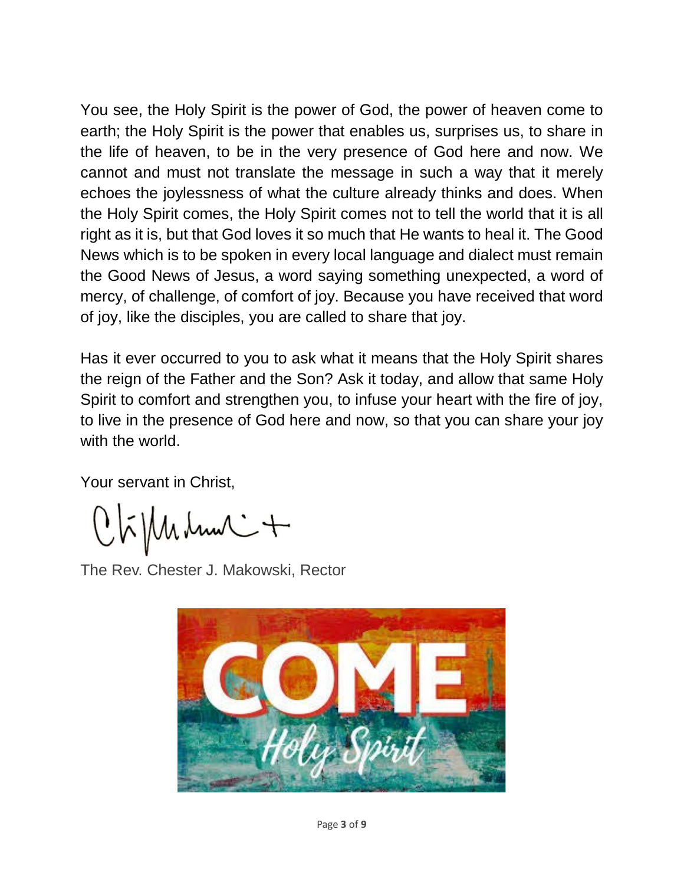You see, the Holy Spirit is the power of God, the power of heaven come to earth; the Holy Spirit is the power that enables us, surprises us, to share in the life of heaven, to be in the very presence of God here and now. We cannot and must not translate the message in such a way that it merely echoes the joylessness of what the culture already thinks and does. When the Holy Spirit comes, the Holy Spirit comes not to tell the world that it is all right as it is, but that God loves it so much that He wants to heal it. The Good News which is to be spoken in every local language and dialect must remain the Good News of Jesus, a word saying something unexpected, a word of mercy, of challenge, of comfort of joy. Because you have received that word of joy, like the disciples, you are called to share that joy.

Has it ever occurred to you to ask what it means that the Holy Spirit shares the reign of the Father and the Son? Ask it today, and allow that same Holy Spirit to comfort and strengthen you, to infuse your heart with the fire of joy, to live in the presence of God here and now, so that you can share your joy with the world.

Your servant in Christ,

The Rev. Chester J. Makowski, Rector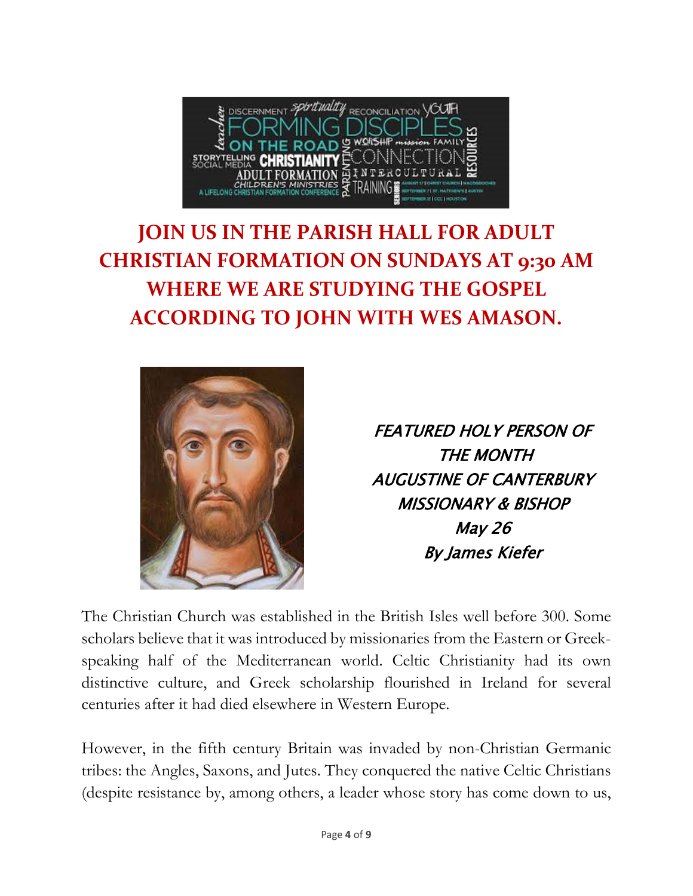**JOIN US IN THE PARISH HALL FOR ADULT CHRISTIAN FORMATION ON SUNDAYS AT 9:30 AM WHERE WE ARE STUDYING THE GOSPEL ACCORDING TO JOHN WITH WES AMASON.**

***FEATURED HOLY PERSON OF THE MONTH***
***AUGUSTINE OF CANTERBURY***
***MISSIONARY & BISHOP***
***May 26***
***By James Kiefer***

The Christian Church was established in the British Isles well before 300. Some scholars believe that it was introduced by missionaries from the Eastern or Greek-speaking half of the Mediterranean world. Celtic Christianity had its own distinctive culture, and Greek scholarship flourished in Ireland for several centuries after it had died elsewhere in Western Europe.

However, in the fifth century Britain was invaded by non-Christian Germanic tribes: the Angles, Saxons, and Jutes. They conquered the native Celtic Christians (despite resistance by, among others, a leader whose story has come down to us,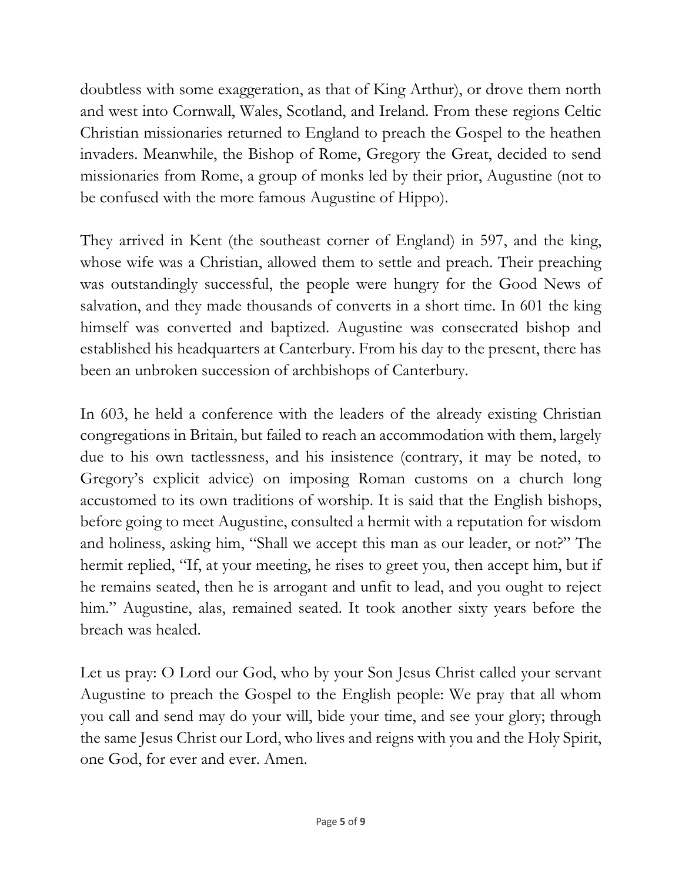doubtless with some exaggeration, as that of King Arthur), or drove them north and west into Cornwall, Wales, Scotland, and Ireland. From these regions Celtic Christian missionaries returned to England to preach the Gospel to the heathen invaders. Meanwhile, the Bishop of Rome, Gregory the Great, decided to send missionaries from Rome, a group of monks led by their prior, Augustine (not to be confused with the more famous Augustine of Hippo).

They arrived in Kent (the southeast corner of England) in 597, and the king, whose wife was a Christian, allowed them to settle and preach. Their preaching was outstandingly successful, the people were hungry for the Good News of salvation, and they made thousands of converts in a short time. In 601 the king himself was converted and baptized. Augustine was consecrated bishop and established his headquarters at Canterbury. From his day to the present, there has been an unbroken succession of archbishops of Canterbury.

In 603, he held a conference with the leaders of the already existing Christian congregations in Britain, but failed to reach an accommodation with them, largely due to his own tactlessness, and his insistence (contrary, it may be noted, to Gregory's explicit advice) on imposing Roman customs on a church long accustomed to its own traditions of worship. It is said that the English bishops, before going to meet Augustine, consulted a hermit with a reputation for wisdom and holiness, asking him, "Shall we accept this man as our leader, or not?" The hermit replied, "If, at your meeting, he rises to greet you, then accept him, but if he remains seated, then he is arrogant and unfit to lead, and you ought to reject him." Augustine, alas, remained seated. It took another sixty years before the breach was healed.

Let us pray: O Lord our God, who by your Son Jesus Christ called your servant Augustine to preach the Gospel to the English people: We pray that all whom you call and send may do your will, bide your time, and see your glory; through the same Jesus Christ our Lord, who lives and reigns with you and the Holy Spirit, one God, for ever and ever. Amen.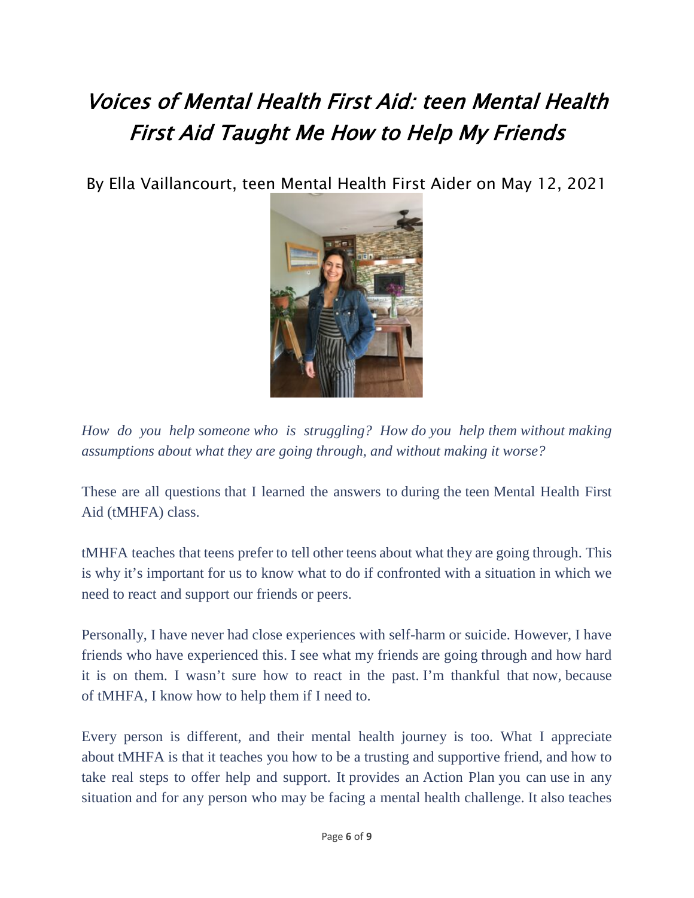# *Voices of Mental Health First Aid: teen Mental Health First Aid Taught Me How to Help My Friends*

By Ella Vaillancourt, teen Mental Health First Aider on May 12, 2021

*How do you help someone who is struggling? How do you help them without making assumptions about what they are going through, and without making it worse?*

These are all questions that I learned the answers to during the teen Mental Health First Aid (tMHFA) class.

tMHFA teaches that teens prefer to tell other teens about what they are going through. This is why it's important for us to know what to do if confronted with a situation in which we need to react and support our friends or peers.

Personally, I have never had close experiences with self-harm or suicide. However, I have friends who have experienced this. I see what my friends are going through and how hard it is on them. I wasn't sure how to react in the past. I'm thankful that now, because of tMHFA, I know how to help them if I need to.

Every person is different, and their mental health journey is too. What I appreciate about tMHFA is that it teaches you how to be a trusting and supportive friend, and how to take real steps to offer help and support. It provides an Action Plan you can use in any situation and for any person who may be facing a mental health challenge. It also teaches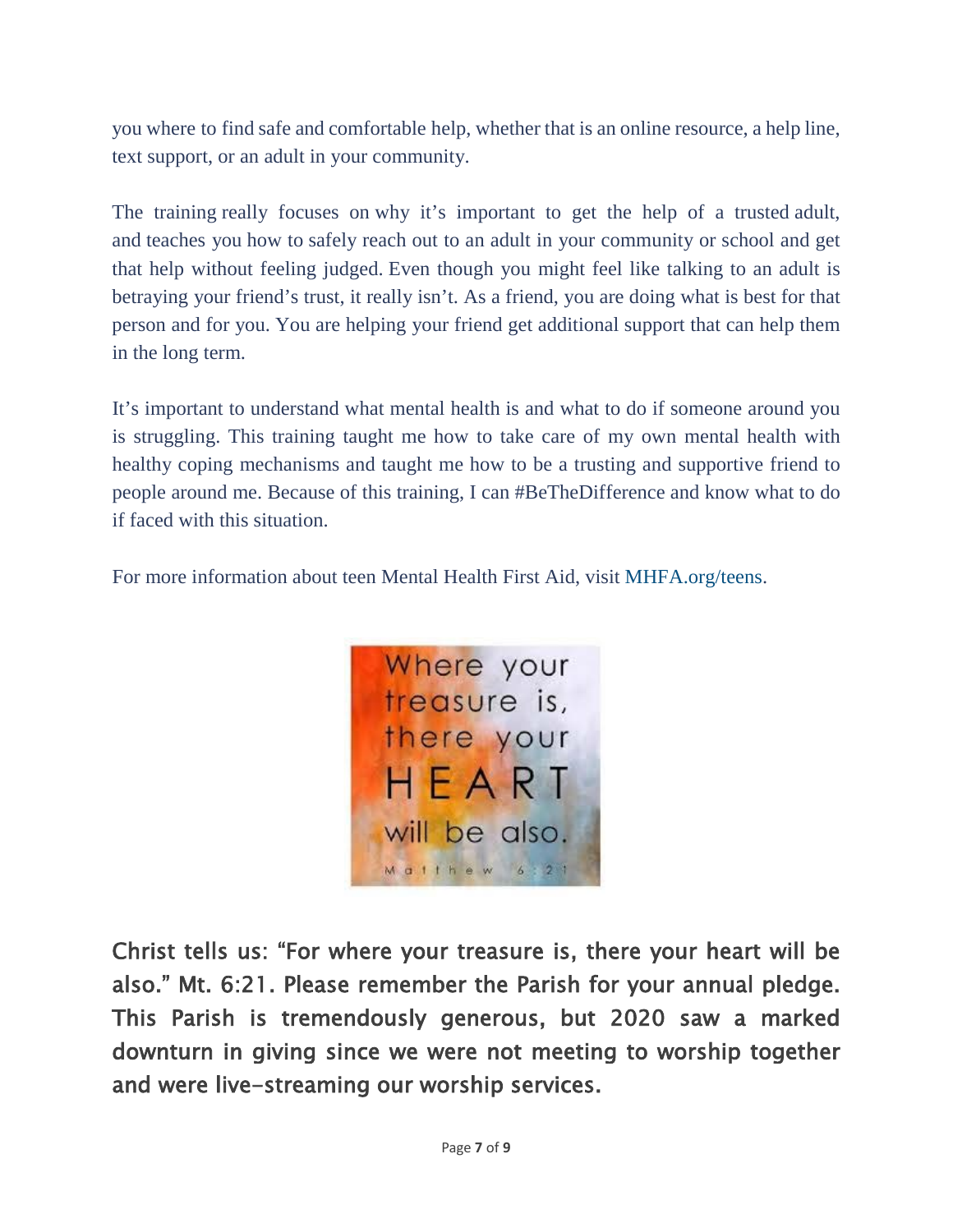you where to find safe and comfortable help, whether that is an online resource, a help line, text support, or an adult in your community.

The training really focuses on why it's important to get the help of a trusted adult, and teaches you how to safely reach out to an adult in your community or school and get that help without feeling judged. Even though you might feel like talking to an adult is betraying your friend's trust, it really isn't. As a friend, you are doing what is best for that person and for you. You are helping your friend get additional support that can help them in the long term.

It's important to understand what mental health is and what to do if someone around you is struggling. This training taught me how to take care of my own mental health with healthy coping mechanisms and taught me how to be a trusting and supportive friend to people around me. Because of this training, I can #BeTheDifference and know what to do if faced with this situation.

For more information about teen Mental Health First Aid, visit MHFA.org/teens.

Where your treasure is, there your HEART will be also.
Matthew 6:21

**Christ tells us: "For where your treasure is, there your heart will be also." Mt. 6:21. Please remember the Parish for your annual pledge. This Parish is tremendously generous, but 2020 saw a marked downturn in giving since we were not meeting to worship together and were live-streaming our worship services.**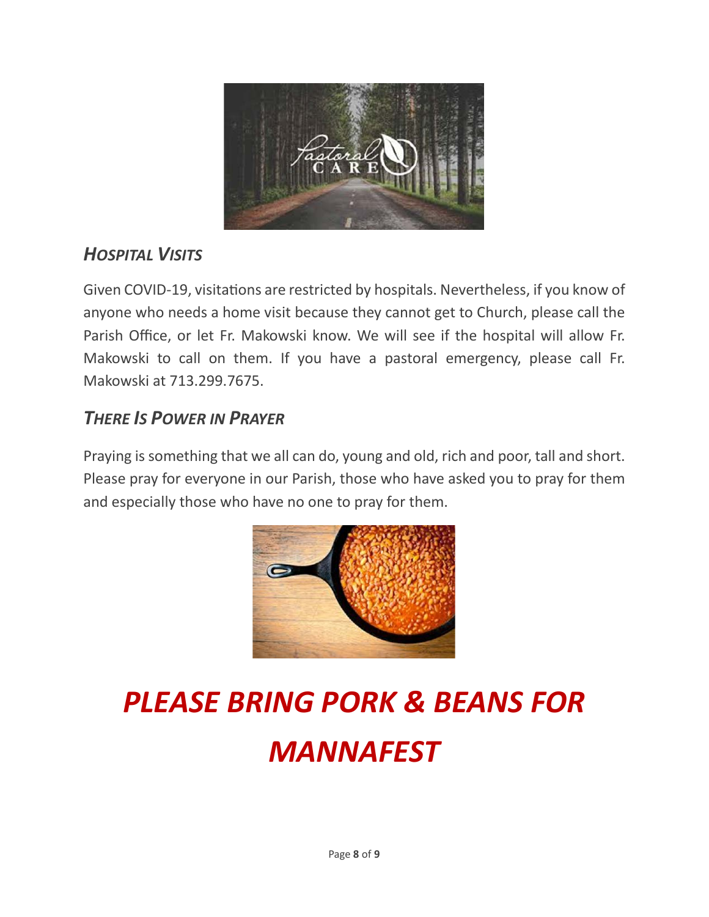## *Hospital Visits*

Given COVID-19, visitations are restricted by hospitals. Nevertheless, if you know of anyone who needs a home visit because they cannot get to Church, please call the Parish Office, or let Fr. Makowski know. We will see if the hospital will allow Fr. Makowski to call on them. If you have a pastoral emergency, please call Fr. Makowski at 713.299.7675.

## *There Is Power in Prayer*

Praying is something that we all can do, young and old, rich and poor, tall and short. Please pray for everyone in our Parish, those who have asked you to pray for them and especially those who have no one to pray for them.

# *PLEASE BRING PORK & BEANS FOR MANNAFEST*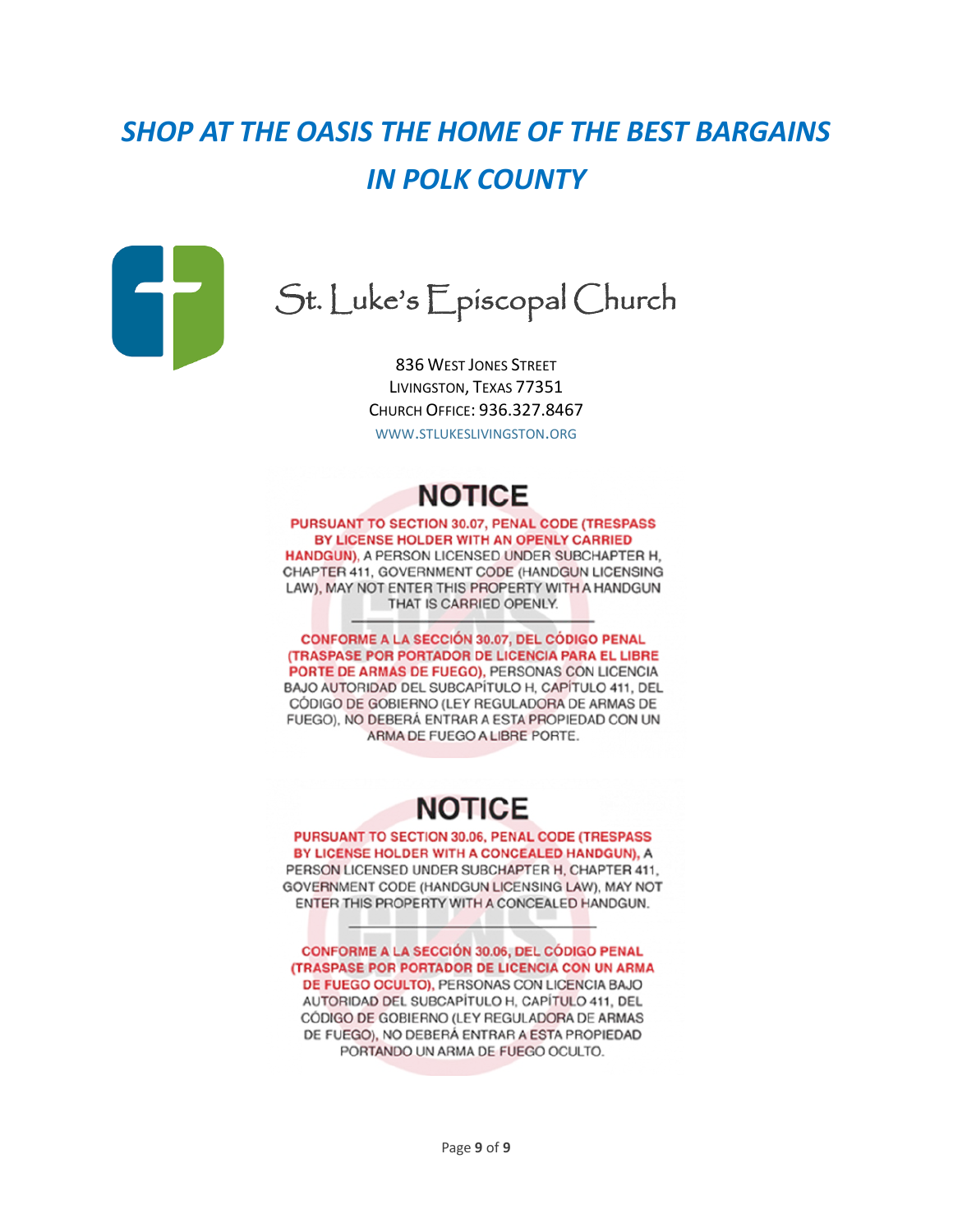## *SHOP AT THE OASIS THE HOME OF THE BEST BARGAINS IN POLK COUNTY*

# St. Luke's Episcopal Church

836 West Jones Street
Livingston, Texas 77351
Church Office: 936.327.8467
WWW.STLUKESLIVINGSTON.ORG

## NOTICE

**PURSUANT TO SECTION 30.07, PENAL CODE (TRESPASS BY LICENSE HOLDER WITH AN OPENLY CARRIED HANDGUN)**, A PERSON LICENSED UNDER SUBCHAPTER H, CHAPTER 411, GOVERNMENT CODE (HANDGUN LICENSING LAW), MAY NOT ENTER THIS PROPERTY WITH A HANDGUN THAT IS CARRIED OPENLY.

---

**CONFORME A LA SECCIÓN 30.07, DEL CÓDIGO PENAL (TRASPASE POR PORTADOR DE LICENCIA PARA EL LIBRE PORTE DE ARMAS DE FUEGO)**, PERSONAS CON LICENCIA BAJO AUTORIDAD DEL SUBCAPÍTULO H, CAPÍTULO 411, DEL CÓDIGO DE GOBIERNO (LEY REGULADORA DE ARMAS DE FUEGO), NO DEBERÁ ENTRAR A ESTA PROPIEDAD CON UN ARMA DE FUEGO A LIBRE PORTE.

## NOTICE

**PURSUANT TO SECTION 30.06, PENAL CODE (TRESPASS BY LICENSE HOLDER WITH A CONCEALED HANDGUN)**, A PERSON LICENSED UNDER SUBCHAPTER H, CHAPTER 411, GOVERNMENT CODE (HANDGUN LICENSING LAW), MAY NOT ENTER THIS PROPERTY WITH A CONCEALED HANDGUN.

---

**CONFORME A LA SECCIÓN 30.06, DEL CÓDIGO PENAL (TRASPASE POR PORTADOR DE LICENCIA CON UN ARMA DE FUEGO OCULTO)**, PERSONAS CON LICENCIA BAJO AUTORIDAD DEL SUBCAPÍTULO H, CAPÍTULO 411, DEL CÓDIGO DE GOBIERNO (LEY REGULADORA DE ARMAS DE FUEGO), NO DEBERÁ ENTRAR A ESTA PROPIEDAD PORTANDO UN ARMA DE FUEGO OCULTO.